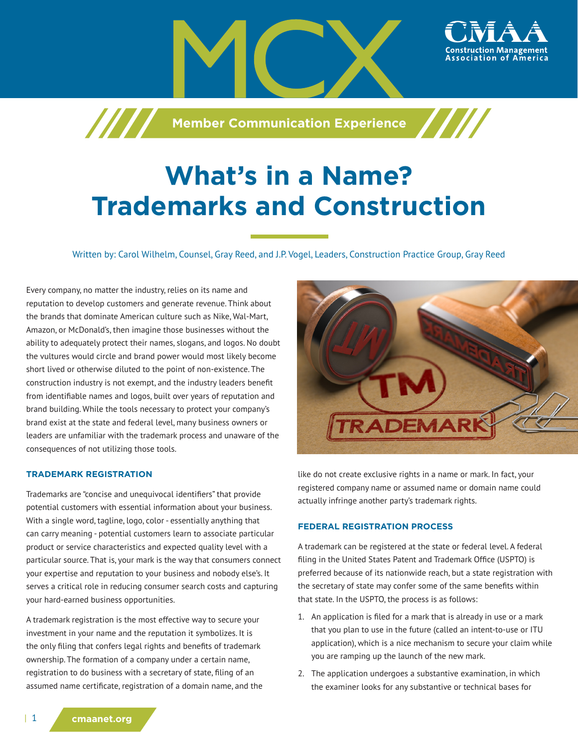MCX

CMAA Construction Management Association of America

Member Communication Experience

# What's in a Name? Trademarks and Construction

Written by: Carol Wilhelm, Counsel, Gray Reed, and J.P. Vogel, Leaders, Construction Practice Group, Gray Reed

Every company, no matter the industry, relies on its name and reputation to develop customers and generate revenue. Think about the brands that dominate American culture such as Nike, Wal-Mart, Amazon, or McDonald's, then imagine those businesses without the ability to adequately protect their names, slogans, and logos. No doubt the vultures would circle and brand power would most likely become short lived or otherwise diluted to the point of non-existence. The construction industry is not exempt, and the industry leaders benefit from identifiable names and logos, built over years of reputation and brand building. While the tools necessary to protect your company's brand exist at the state and federal level, many business owners or leaders are unfamiliar with the trademark process and unaware of the consequences of not utilizing those tools.

## TRADEMARK REGISTRATION

Trademarks are "concise and unequivocal identifiers" that provide potential customers with essential information about your business. With a single word, tagline, logo, color - essentially anything that can carry meaning - potential customers learn to associate particular product or service characteristics and expected quality level with a particular source. That is, your mark is the way that consumers connect your expertise and reputation to your business and nobody else's. It serves a critical role in reducing consumer search costs and capturing your hard-earned business opportunities.

A trademark registration is the most effective way to secure your investment in your name and the reputation it symbolizes. It is the only filing that confers legal rights and benefits of trademark ownership. The formation of a company under a certain name, registration to do business with a secretary of state, filing of an assumed name certificate, registration of a domain name, and the like do not create exclusive rights in a name or mark. In fact, your registered company name or assumed name or domain name could actually infringe another party's trademark rights.

## FEDERAL REGISTRATION PROCESS

A trademark can be registered at the state or federal level. A federal filing in the United States Patent and Trademark Office (USPTO) is preferred because of its nationwide reach, but a state registration with the secretary of state may confer some of the same benefits within that state. In the USPTO, the process is as follows:

1. An application is filed for a mark that is already in use or a mark that you plan to use in the future (called an intent-to-use or ITU application), which is a nice mechanism to secure your claim while you are ramping up the launch of the new mark.
2. The application undergoes a substantive examination, in which the examiner looks for any substantive or technical bases for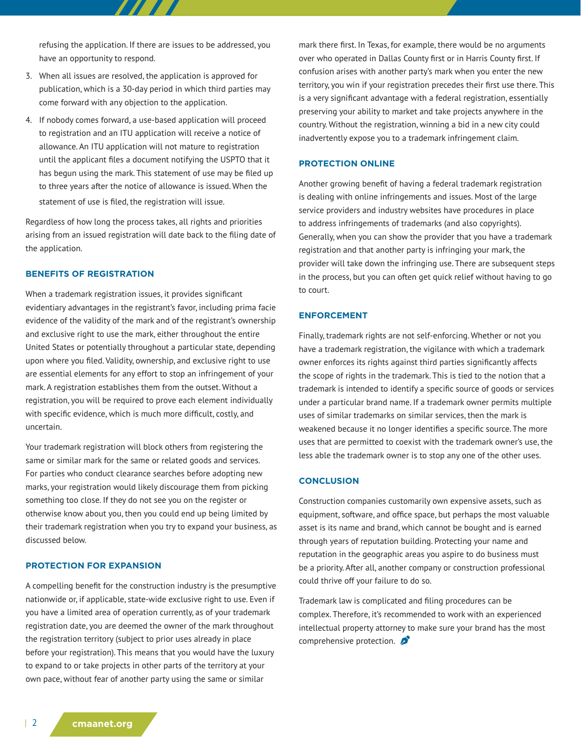refusing the application. If there are issues to be addressed, you have an opportunity to respond.

3. When all issues are resolved, the application is approved for publication, which is a 30-day period in which third parties may come forward with any objection to the application.
4. If nobody comes forward, a use-based application will proceed to registration and an ITU application will receive a notice of allowance. An ITU application will not mature to registration until the applicant files a document notifying the USPTO that it has begun using the mark. This statement of use may be filed up to three years after the notice of allowance is issued. When the statement of use is filed, the registration will issue.

Regardless of how long the process takes, all rights and priorities arising from an issued registration will date back to the filing date of the application.

## BENEFITS OF REGISTRATION

When a trademark registration issues, it provides significant evidentiary advantages in the registrant's favor, including prima facie evidence of the validity of the mark and of the registrant's ownership and exclusive right to use the mark, either throughout the entire United States or potentially throughout a particular state, depending upon where you filed. Validity, ownership, and exclusive right to use are essential elements for any effort to stop an infringement of your mark. A registration establishes them from the outset. Without a registration, you will be required to prove each element individually with specific evidence, which is much more difficult, costly, and uncertain.

Your trademark registration will block others from registering the same or similar mark for the same or related goods and services. For parties who conduct clearance searches before adopting new marks, your registration would likely discourage them from picking something too close. If they do not see you on the register or otherwise know about you, then you could end up being limited by their trademark registration when you try to expand your business, as discussed below.

## PROTECTION FOR EXPANSION

A compelling benefit for the construction industry is the presumptive nationwide or, if applicable, state-wide exclusive right to use. Even if you have a limited area of operation currently, as of your trademark registration date, you are deemed the owner of the mark throughout the registration territory (subject to prior uses already in place before your registration). This means that you would have the luxury to expand to or take projects in other parts of the territory at your own pace, without fear of another party using the same or similar mark there first. In Texas, for example, there would be no arguments over who operated in Dallas County first or in Harris County first. If confusion arises with another party's mark when you enter the new territory, you win if your registration precedes their first use there. This is a very significant advantage with a federal registration, essentially preserving your ability to market and take projects anywhere in the country. Without the registration, winning a bid in a new city could inadvertently expose you to a trademark infringement claim.

## PROTECTION ONLINE

Another growing benefit of having a federal trademark registration is dealing with online infringements and issues. Most of the large service providers and industry websites have procedures in place to address infringements of trademarks (and also copyrights). Generally, when you can show the provider that you have a trademark registration and that another party is infringing your mark, the provider will take down the infringing use. There are subsequent steps in the process, but you can often get quick relief without having to go to court.

## ENFORCEMENT

Finally, trademark rights are not self-enforcing. Whether or not you have a trademark registration, the vigilance with which a trademark owner enforces its rights against third parties significantly affects the scope of rights in the trademark. This is tied to the notion that a trademark is intended to identify a specific source of goods or services under a particular brand name. If a trademark owner permits multiple uses of similar trademarks on similar services, then the mark is weakened because it no longer identifies a specific source. The more uses that are permitted to coexist with the trademark owner's use, the less able the trademark owner is to stop any one of the other uses.

## CONCLUSION

Construction companies customarily own expensive assets, such as equipment, software, and office space, but perhaps the most valuable asset is its name and brand, which cannot be bought and is earned through years of reputation building. Protecting your name and reputation in the geographic areas you aspire to do business must be a priority. After all, another company or construction professional could thrive off your failure to do so.

Trademark law is complicated and filing procedures can be complex. Therefore, it's recommended to work with an experienced intellectual property attorney to make sure your brand has the most comprehensive protection.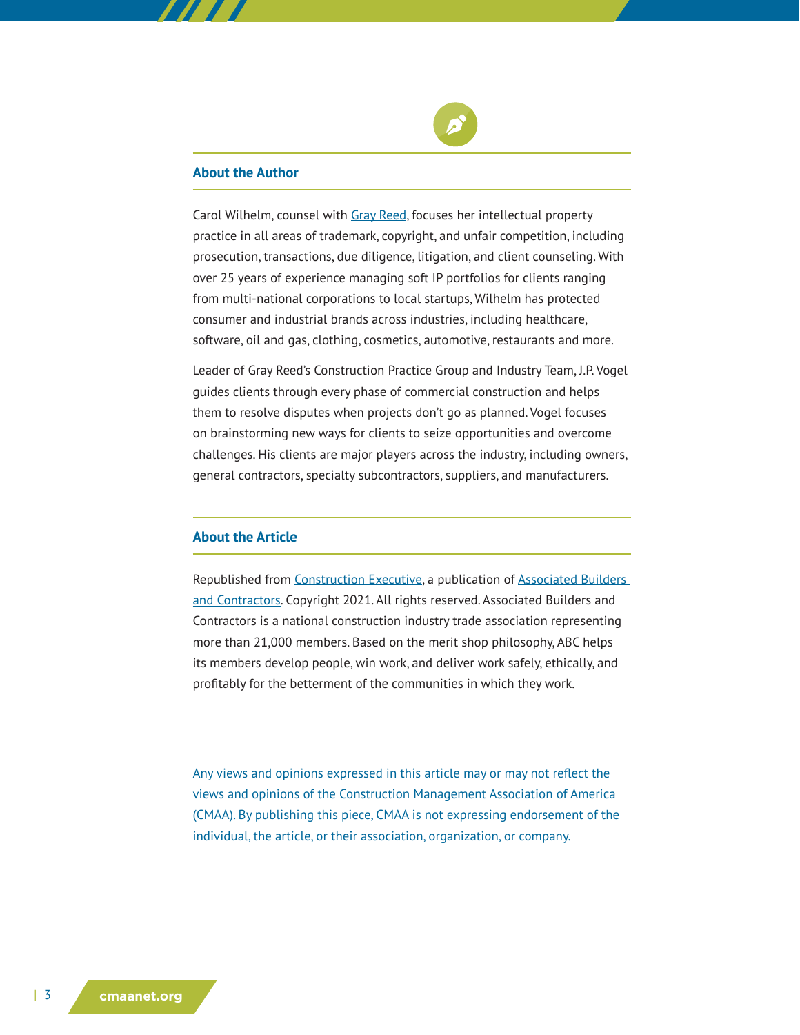## About the Author

Carol Wilhelm, counsel with Gray Reed, focuses her intellectual property practice in all areas of trademark, copyright, and unfair competition, including prosecution, transactions, due diligence, litigation, and client counseling. With over 25 years of experience managing soft IP portfolios for clients ranging from multi-national corporations to local startups, Wilhelm has protected consumer and industrial brands across industries, including healthcare, software, oil and gas, clothing, cosmetics, automotive, restaurants and more.

Leader of Gray Reed's Construction Practice Group and Industry Team, J.P. Vogel guides clients through every phase of commercial construction and helps them to resolve disputes when projects don't go as planned. Vogel focuses on brainstorming new ways for clients to seize opportunities and overcome challenges. His clients are major players across the industry, including owners, general contractors, specialty subcontractors, suppliers, and manufacturers.

## About the Article

Republished from Construction Executive, a publication of Associated Builders and Contractors. Copyright 2021. All rights reserved. Associated Builders and Contractors is a national construction industry trade association representing more than 21,000 members. Based on the merit shop philosophy, ABC helps its members develop people, win work, and deliver work safely, ethically, and profitably for the betterment of the communities in which they work.

Any views and opinions expressed in this article may or may not reflect the views and opinions of the Construction Management Association of America (CMAA). By publishing this piece, CMAA is not expressing endorsement of the individual, the article, or their association, organization, or company.